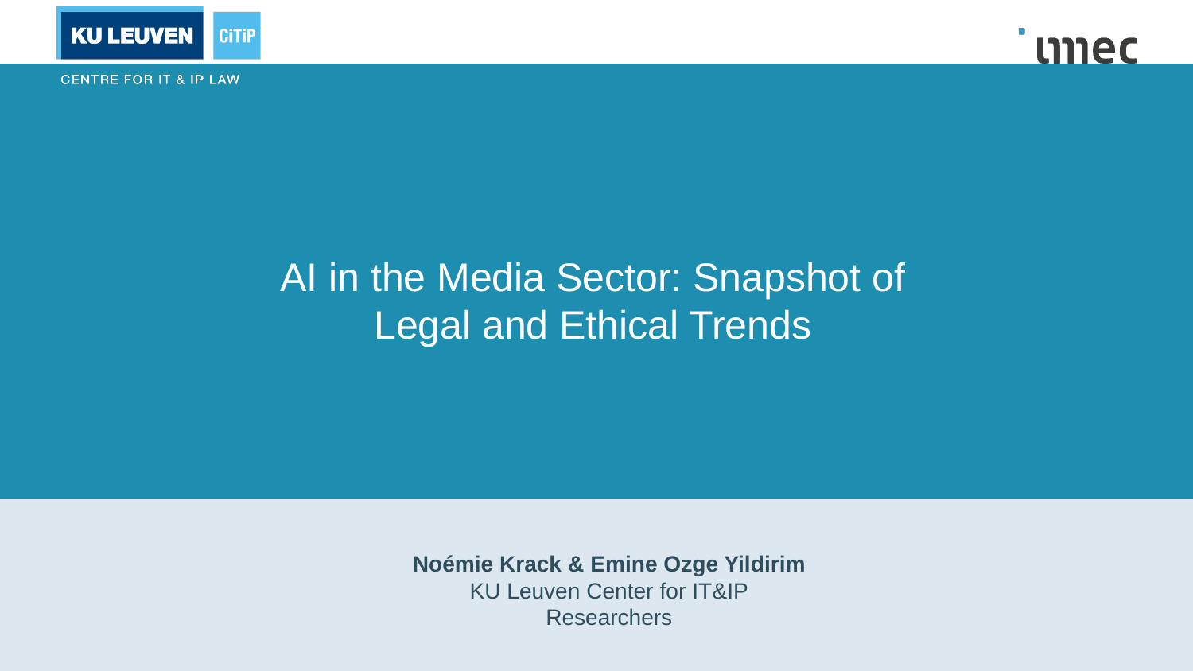CENTRE FOR IT & IP LAW

# AI in the Media Sector: Snapshot of Legal and Ethical Trends

**Noémie Krack & Emine Ozge Yildirim**
KU Leuven Center for IT&IP
Researchers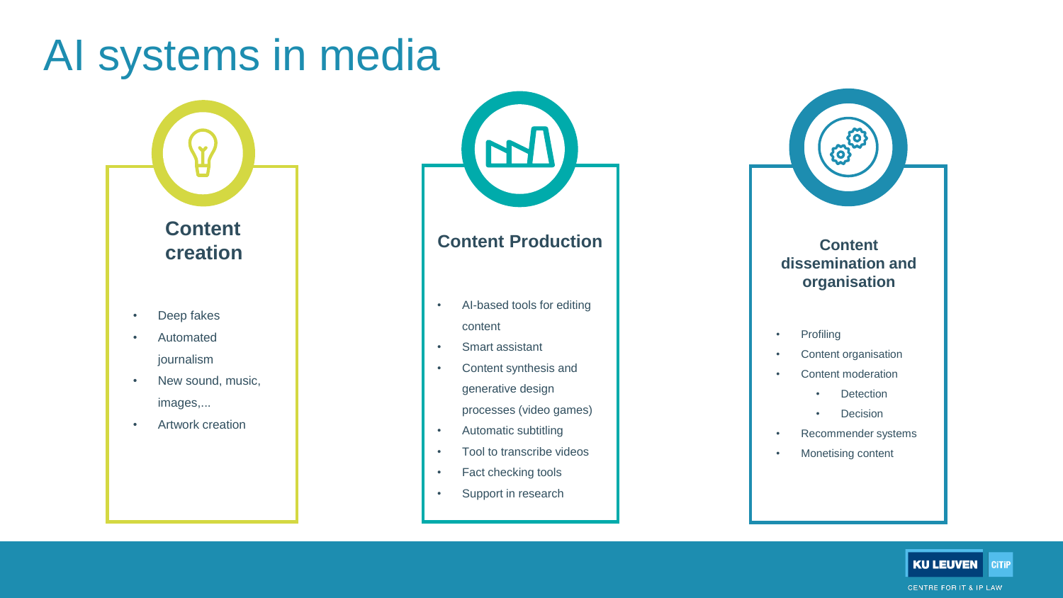# AI systems in media

## Content creation

- Deep fakes
- Automated journalism
- New sound, music, images,...
- Artwork creation

## Content Production

- AI-based tools for editing content
- Smart assistant
- Content synthesis and generative design processes (video games)
- Automatic subtitling
- Tool to transcribe videos
- Fact checking tools
- Support in research

## Content dissemination and organisation

- Profiling
- Content organisation
- Content moderation
  - Detection
  - Decision
- Recommender systems
- Monetising content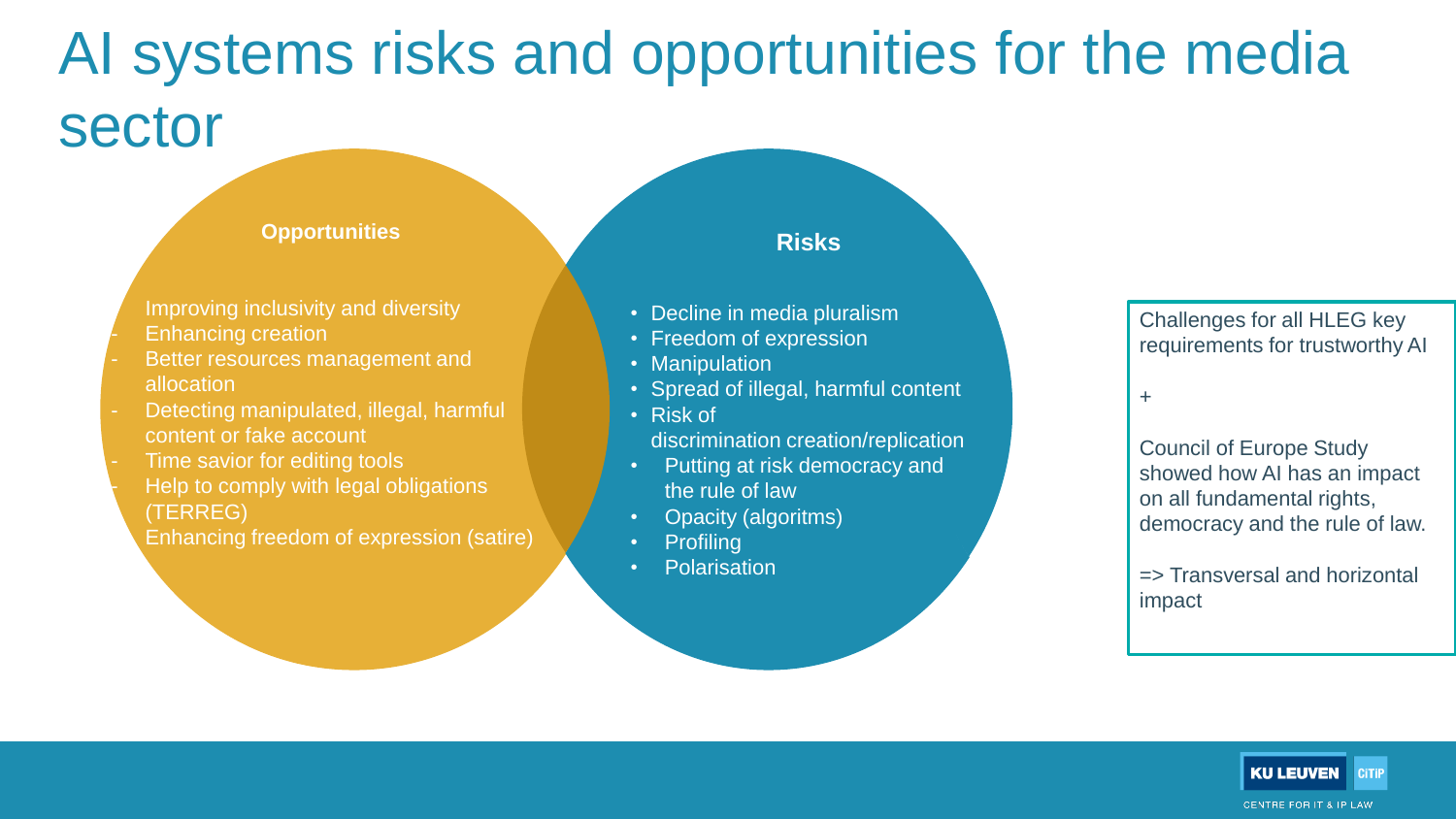# AI systems risks and opportunities for the media sector

**Opportunities**

- Improving inclusivity and diversity
- Enhancing creation
- Better resources management and allocation
- Detecting manipulated, illegal, harmful content or fake account
- Time savior for editing tools
- Help to comply with legal obligations (TERREG)
- Enhancing freedom of expression (satire)

**Risks**

- Decline in media pluralism
- Freedom of expression
- Manipulation
- Spread of illegal, harmful content
- Risk of discrimination creation/replication
- Putting at risk democracy and the rule of law
- Opacity (algoritms)
- Profiling
- Polarisation

Challenges for all HLEG key requirements for trustworthy AI

+

Council of Europe Study showed how AI has an impact on all fundamental rights, democracy and the rule of law.

=> Transversal and horizontal impact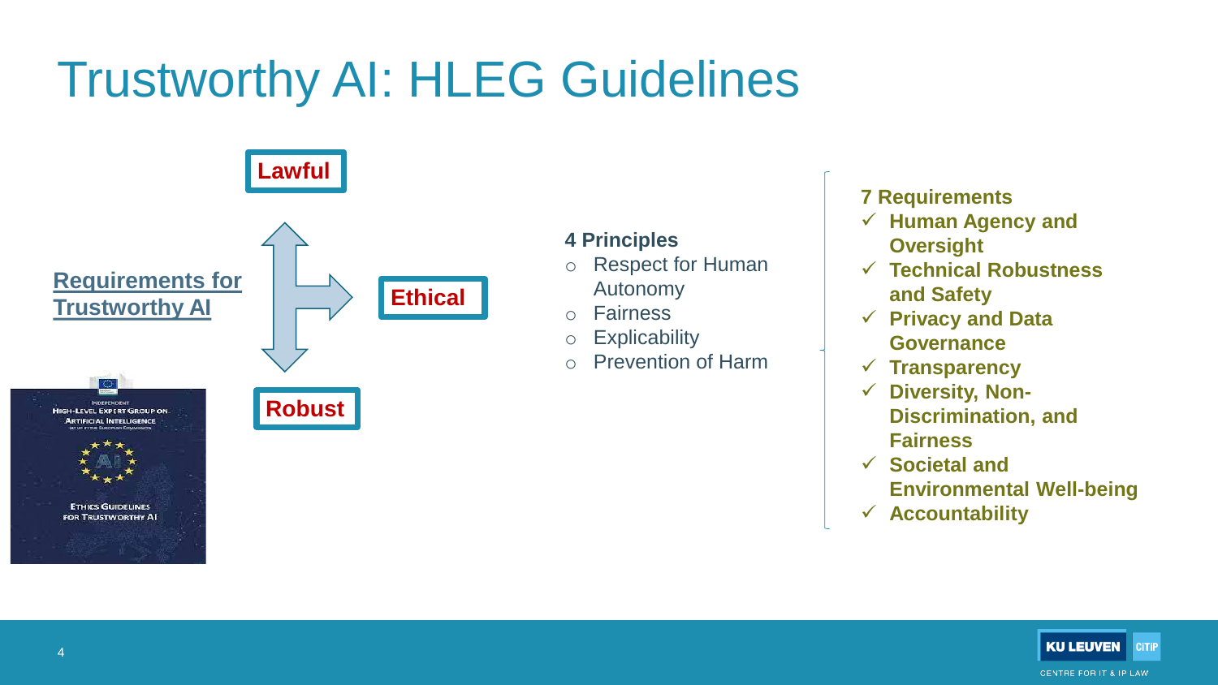# Trustworthy AI: HLEG Guidelines

Requirements for Trustworthy AI

Lawful

Ethical

Robust

**4 Principles**

- Respect for Human Autonomy
- Fairness
- Explicability
- Prevention of Harm

**7 Requirements**

- ✓ **Human Agency and Oversight**
- ✓ **Technical Robustness and Safety**
- ✓ **Privacy and Data Governance**
- ✓ **Transparency**
- ✓ **Diversity, Non-Discrimination, and Fairness**
- ✓ **Societal and Environmental Well-being**
- ✓ **Accountability**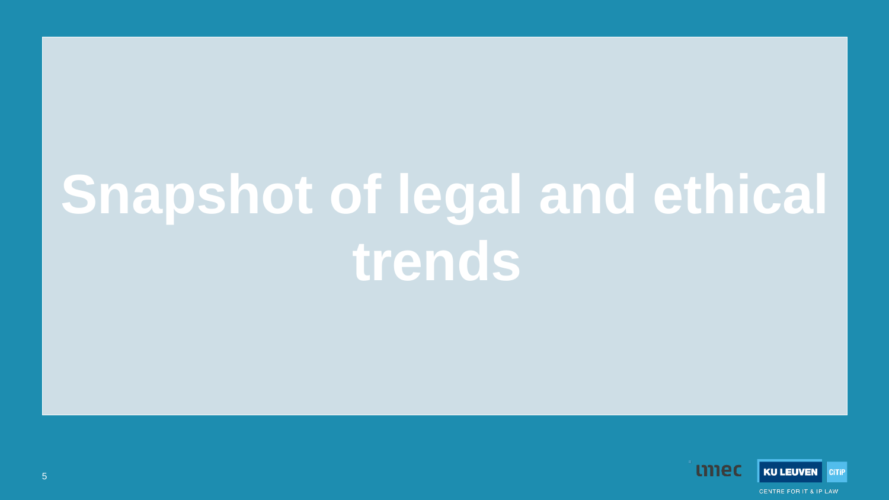# Snapshot of legal and ethical trends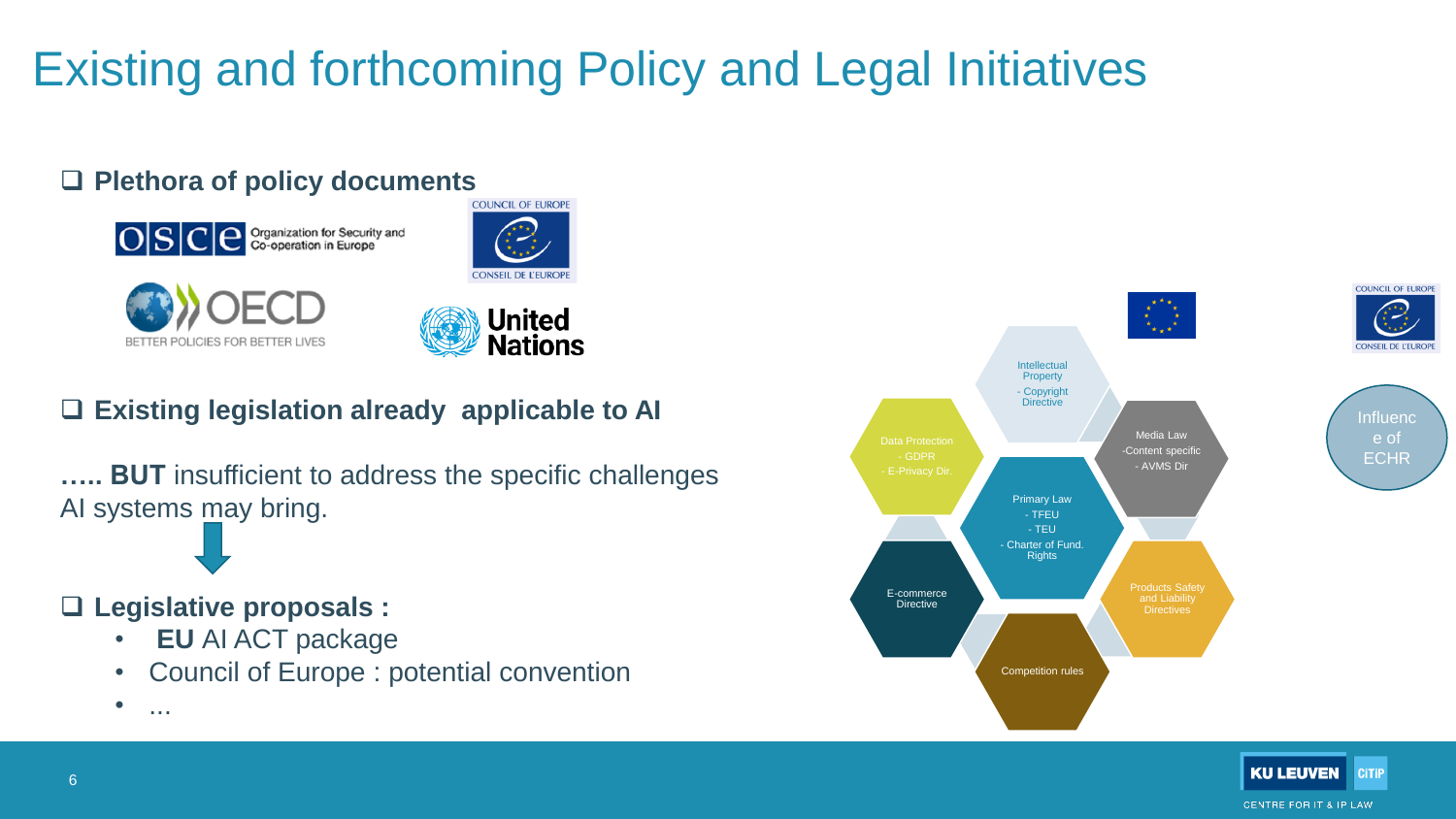# Existing and forthcoming Policy and Legal Initiatives

- **Plethora of policy documents**

OSCE Organization for Security and Co-operation in Europe

COUNCIL OF EUROPE / CONSEIL DE L'EUROPE

OECD BETTER POLICIES FOR BETTER LIVES

United Nations

- **Existing legislation already applicable to AI**

….. **BUT** insufficient to address the specific challenges AI systems may bring.

- **Legislative proposals :**
  - **EU** AI ACT package
  - Council of Europe : potential convention
  - …

Intellectual Property
- Copyright Directive

Data Protection
- GDPR
- E-Privacy Dir.

Media Law
-Content specific
- AVMS Dir

Primary Law
- TFEU
- TEU
- Charter of Fund. Rights

E-commerce Directive

Products Safety and Liability Directives

Competition rules

COUNCIL OF EUROPE / CONSEIL DE L'EUROPE

Influence of ECHR

KU LEUVEN CiTiP CENTRE FOR IT & IP LAW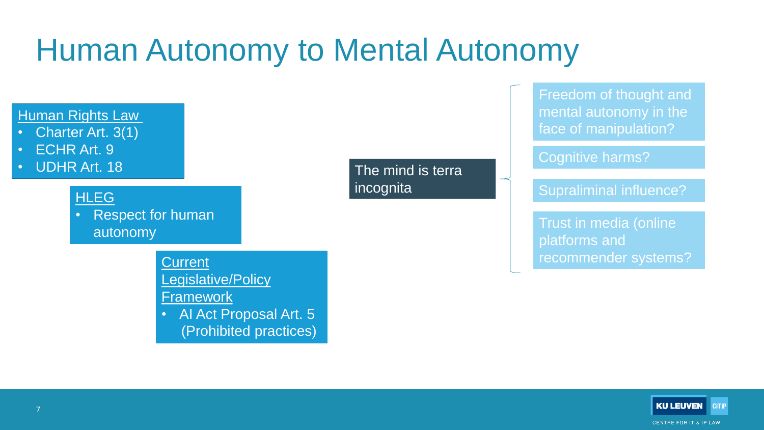# Human Autonomy to Mental Autonomy

**Human Rights Law**

- Charter Art. 3(1)
- ECHR Art. 9
- UDHR Art. 18

**HLEG**

- Respect for human autonomy

**Current Legislative/Policy Framework**

- AI Act Proposal Art. 5 (Prohibited practices)

The mind is terra incognita

- Freedom of thought and mental autonomy in the face of manipulation?
- Cognitive harms?
- Supraliminal influence?
- Trust in media (online platforms and recommender systems?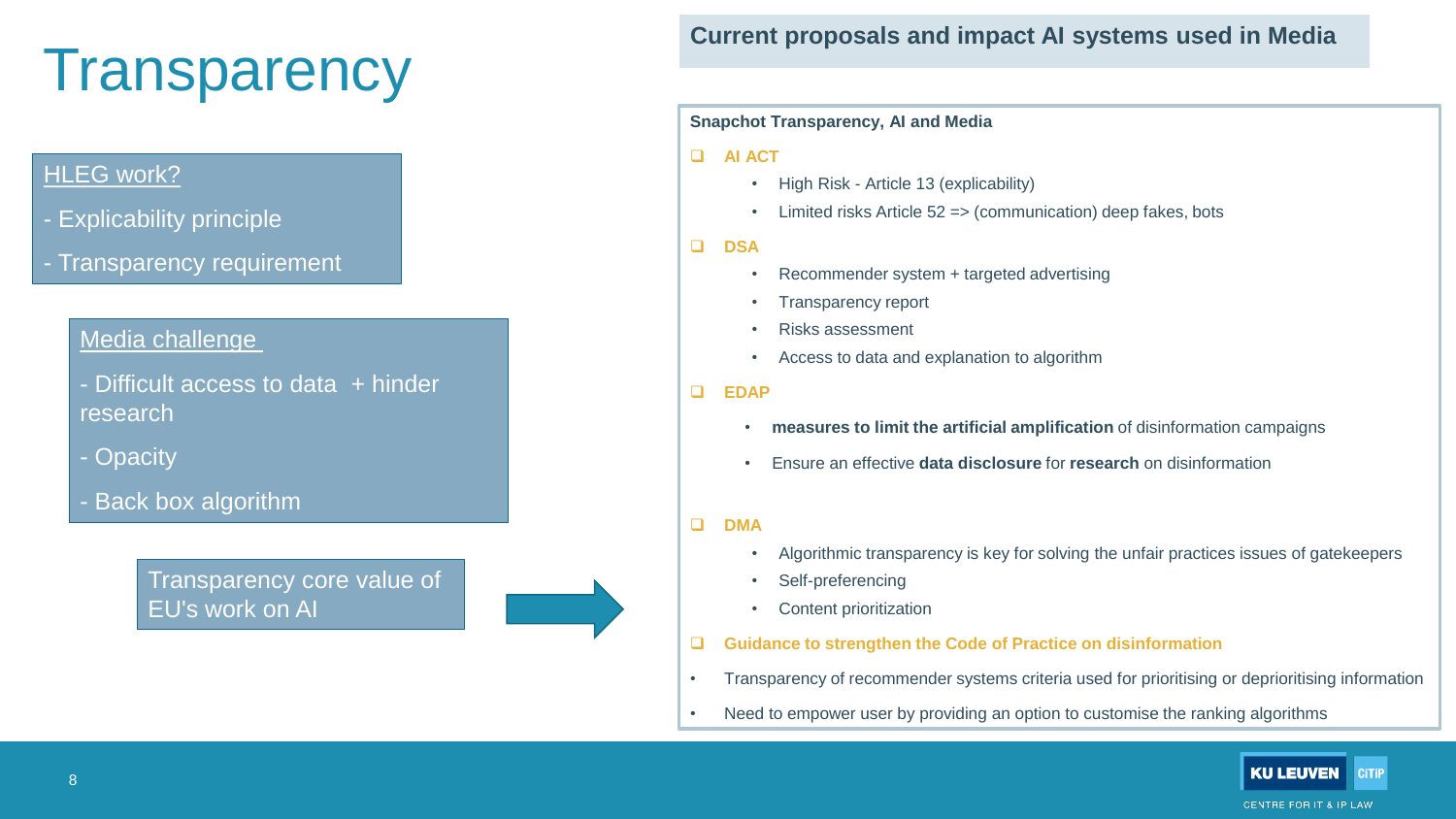# Transparency

HLEG work?

- Explicability principle
- Transparency requirement

Media challenge

- Difficult access to data + hinder research
- Opacity
- Back box algorithm

Transparency core value of EU's work on AI

## Current proposals and impact AI systems used in Media

**Snapchot Transparency, AI and Media**

- **AI ACT**
  - High Risk - Article 13 (explicability)
  - Limited risks Article 52 => (communication) deep fakes, bots
- **DSA**
  - Recommender system + targeted advertising
  - Transparency report
  - Risks assessment
  - Access to data and explanation to algorithm
- **EDAP**
  - **measures to limit the artificial amplification** of disinformation campaigns
  - Ensure an effective **data disclosure** for **research** on disinformation
- **DMA**
  - Algorithmic transparency is key for solving the unfair practices issues of gatekeepers
  - Self-preferencing
  - Content prioritization
- **Guidance to strengthen the Code of Practice on disinformation**
- Transparency of recommender systems criteria used for prioritising or deprioritising information
- Need to empower user by providing an option to customise the ranking algorithms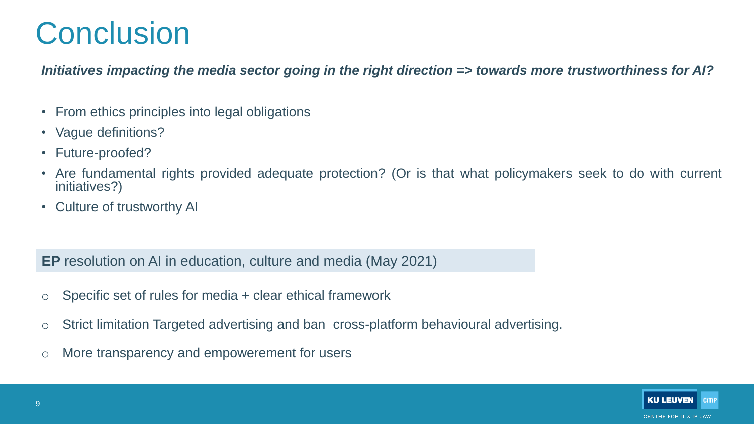# Conclusion

***Initiatives impacting the media sector going in the right direction => towards more trustworthiness for AI?***

- From ethics principles into legal obligations
- Vague definitions?
- Future-proofed?
- Are fundamental rights provided adequate protection? (Or is that what policymakers seek to do with current initiatives?)
- Culture of trustworthy AI

**EP** resolution on AI in education, culture and media (May 2021)

- Specific set of rules for media + clear ethical framework
- Strict limitation Targeted advertising and ban  cross-platform behavioural advertising.
- More transparency and empowerement for users

KU LEUVEN CiTiP CENTRE FOR IT & IP LAW